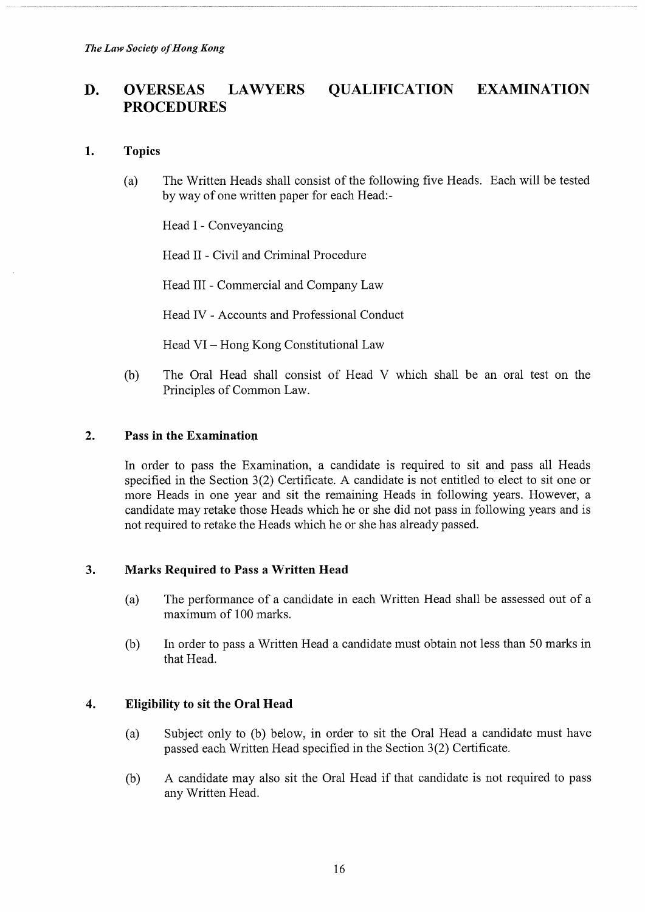## D. OVERSEAS LAWYERS QUALIFICATION EXAMINATION PROCEDURES

### 1. Topics

(a) The Written Heads shall consist of the following five Heads. Each will be tested by way of one written paper for each Head:-

Head I - Conveyancing

Head II - Civil and Criminal Procedure

Head III - Commercial and Company Law

Head IV - Accounts and Professional Conduct

Head VI – Hong Kong Constitutional Law

(b) The Oral Head shall consist of Head V which shall be an oral test on the Principles of Common Law.

### 2. Pass in the Examination

In order to pass the Examination, a candidate is required to sit and pass all Heads specified in the Section 3(2) Certificate. A candidate is not entitled to elect to sit one or more Heads in one year and sit the remaining Heads in following years. However, a candidate may retake those Heads which he or she did not pass in following years and is not required to retake the Heads which he or she has already passed.

### 3. Marks Required to Pass a Written Head

(a) The performance of a candidate in each Written Head shall be assessed out of a maximum of 100 marks.

(b) In order to pass a Written Head a candidate must obtain not less than 50 marks in that Head.

### 4. Eligibility to sit the Oral Head

(a) Subject only to (b) below, in order to sit the Oral Head a candidate must have passed each Written Head specified in the Section 3(2) Certificate.

(b) A candidate may also sit the Oral Head if that candidate is not required to pass any Written Head.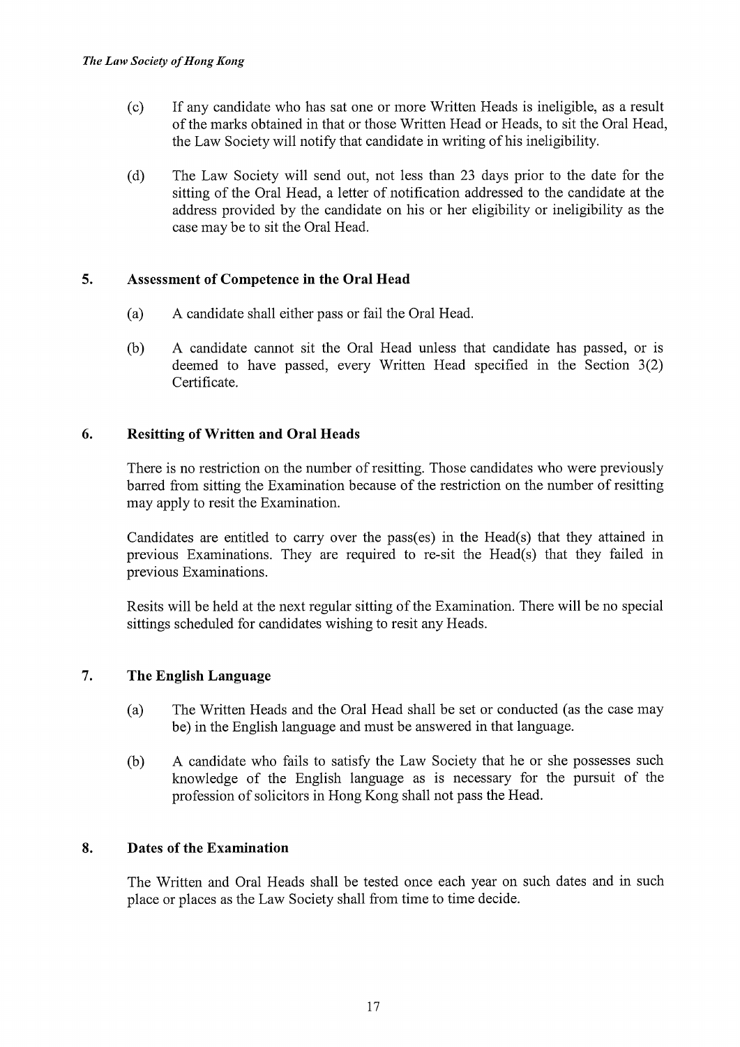(c) If any candidate who has sat one or more Written Heads is ineligible, as a result of the marks obtained in that or those Written Head or Heads, to sit the Oral Head, the Law Society will notify that candidate in writing of his ineligibility.

(d) The Law Society will send out, not less than 23 days prior to the date for the sitting of the Oral Head, a letter of notification addressed to the candidate at the address provided by the candidate on his or her eligibility or ineligibility as the case may be to sit the Oral Head.

## 5. Assessment of Competence in the Oral Head

(a) A candidate shall either pass or fail the Oral Head.

(b) A candidate cannot sit the Oral Head unless that candidate has passed, or is deemed to have passed, every Written Head specified in the Section 3(2) Certificate.

## 6. Resitting of Written and Oral Heads

There is no restriction on the number of resitting. Those candidates who were previously barred from sitting the Examination because of the restriction on the number of resitting may apply to resit the Examination.

Candidates are entitled to carry over the pass(es) in the Head(s) that they attained in previous Examinations. They are required to re-sit the Head(s) that they failed in previous Examinations.

Resits will be held at the next regular sitting of the Examination. There will be no special sittings scheduled for candidates wishing to resit any Heads.

## 7. The English Language

(a) The Written Heads and the Oral Head shall be set or conducted (as the case may be) in the English language and must be answered in that language.

(b) A candidate who fails to satisfy the Law Society that he or she possesses such knowledge of the English language as is necessary for the pursuit of the profession of solicitors in Hong Kong shall not pass the Head.

## 8. Dates of the Examination

The Written and Oral Heads shall be tested once each year on such dates and in such place or places as the Law Society shall from time to time decide.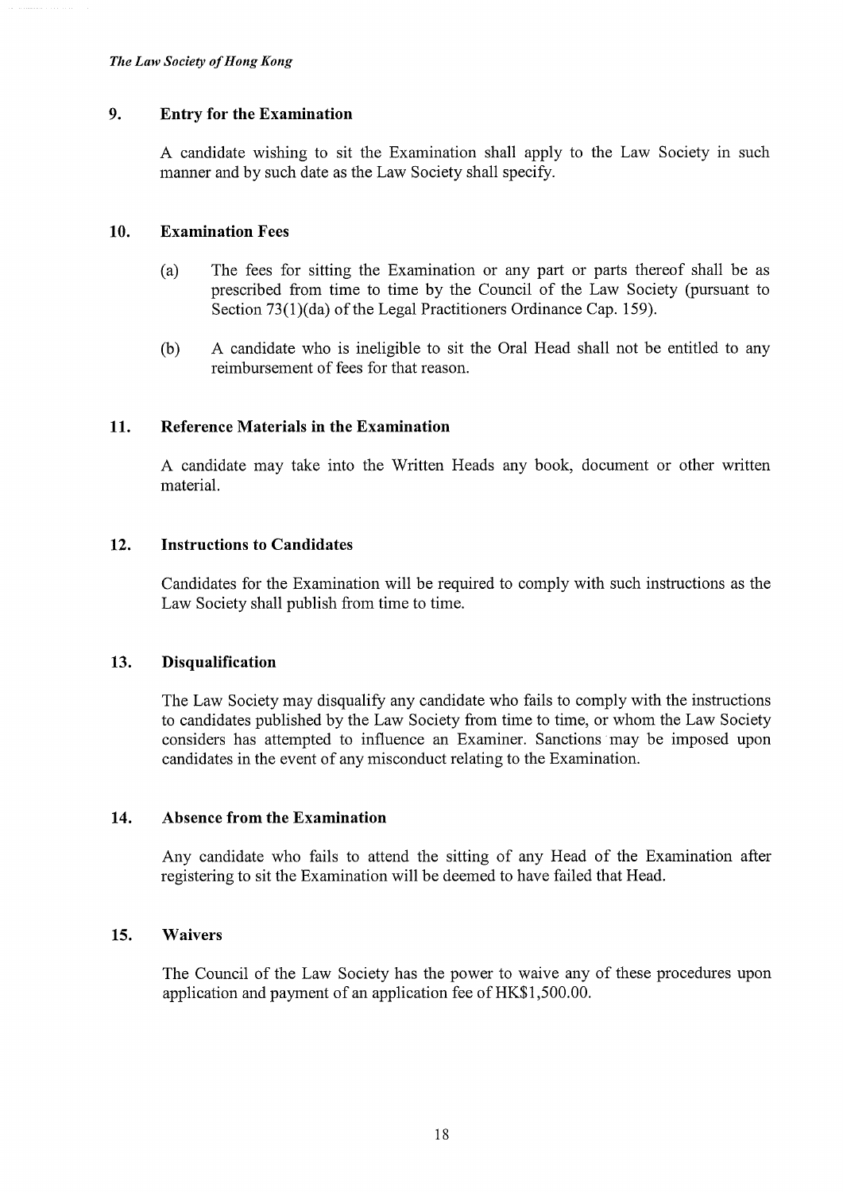## 9. Entry for the Examination

A candidate wishing to sit the Examination shall apply to the Law Society in such manner and by such date as the Law Society shall specify.

## 10. Examination Fees

(a) The fees for sitting the Examination or any part or parts thereof shall be as prescribed from time to time by the Council of the Law Society (pursuant to Section 73(1)(da) of the Legal Practitioners Ordinance Cap. 159).

(b) A candidate who is ineligible to sit the Oral Head shall not be entitled to any reimbursement of fees for that reason.

## 11. Reference Materials in the Examination

A candidate may take into the Written Heads any book, document or other written material.

## 12. Instructions to Candidates

Candidates for the Examination will be required to comply with such instructions as the Law Society shall publish from time to time.

## 13. Disqualification

The Law Society may disqualify any candidate who fails to comply with the instructions to candidates published by the Law Society from time to time, or whom the Law Society considers has attempted to influence an Examiner. Sanctions may be imposed upon candidates in the event of any misconduct relating to the Examination.

## 14. Absence from the Examination

Any candidate who fails to attend the sitting of any Head of the Examination after registering to sit the Examination will be deemed to have failed that Head.

## 15. Waivers

The Council of the Law Society has the power to waive any of these procedures upon application and payment of an application fee of HK$1,500.00.